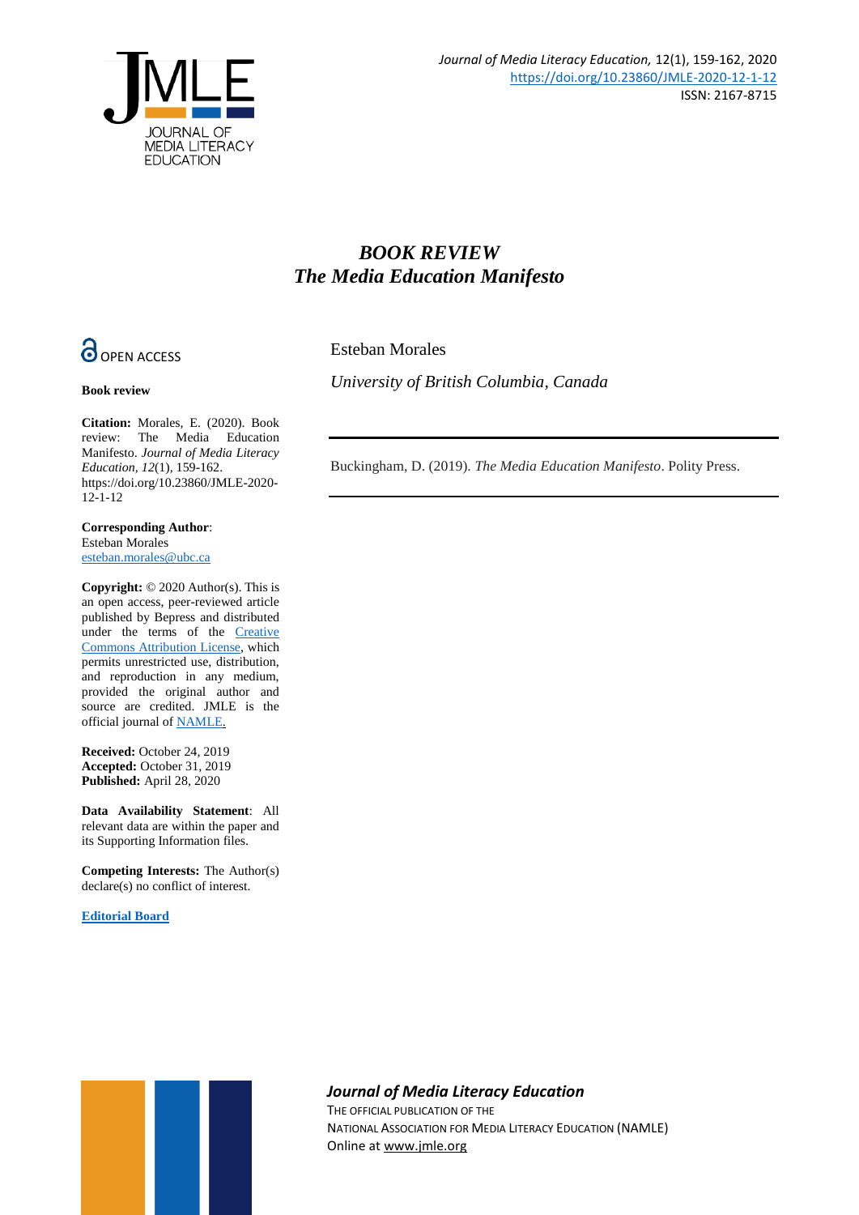# *BOOK REVIEW*
# *The Media Education Manifesto*

OPEN ACCESS

Esteban Morales

*University of British Columbia, Canada*

---

Buckingham, D. (2019). *The Media Education Manifesto*. Polity Press.

---

**Book review**

**Citation:** Morales, E. (2020). Book review: The Media Education Manifesto. *Journal of Media Literacy Education, 12*(1), 159-162. https://doi.org/10.23860/JMLE-2020-12-1-12

**Corresponding Author**:
Esteban Morales
esteban.morales@ubc.ca

**Copyright:** © 2020 Author(s). This is an open access, peer-reviewed article published by Bepress and distributed under the terms of the Creative Commons Attribution License, which permits unrestricted use, distribution, and reproduction in any medium, provided the original author and source are credited. JMLE is the official journal of NAMLE.

**Received:** October 24, 2019
**Accepted:** October 31, 2019
**Published:** April 28, 2020

**Data Availability Statement**: All relevant data are within the paper and its Supporting Information files.

**Competing Interests:** The Author(s) declare(s) no conflict of interest.

**Editorial Board**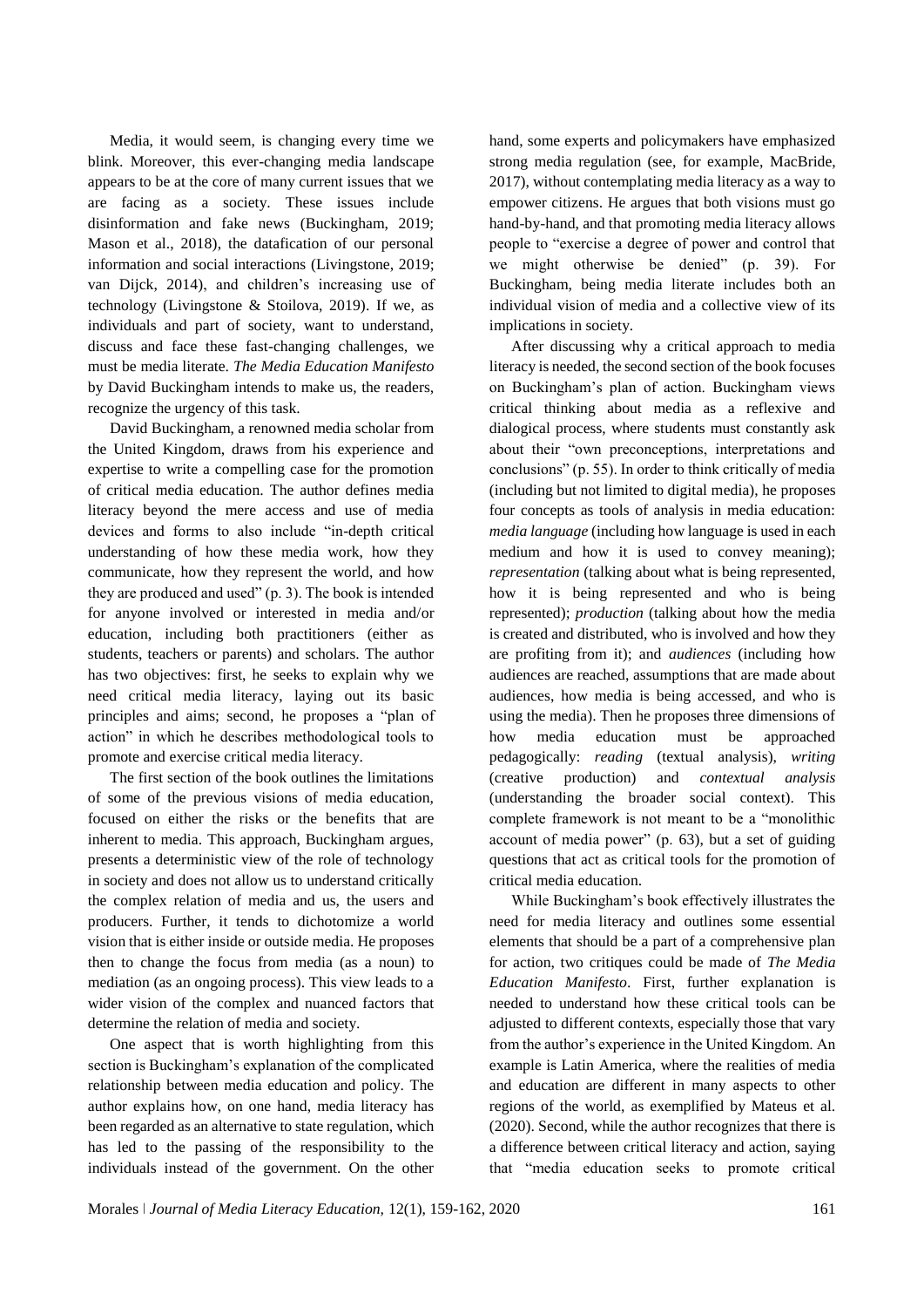Media, it would seem, is changing every time we blink. Moreover, this ever-changing media landscape appears to be at the core of many current issues that we are facing as a society. These issues include disinformation and fake news (Buckingham, 2019; Mason et al., 2018), the datafication of our personal information and social interactions (Livingstone, 2019; van Dijck, 2014), and children's increasing use of technology (Livingstone & Stoilova, 2019). If we, as individuals and part of society, want to understand, discuss and face these fast-changing challenges, we must be media literate. *The Media Education Manifesto* by David Buckingham intends to make us, the readers, recognize the urgency of this task.

David Buckingham, a renowned media scholar from the United Kingdom, draws from his experience and expertise to write a compelling case for the promotion of critical media education. The author defines media literacy beyond the mere access and use of media devices and forms to also include "in-depth critical understanding of how these media work, how they communicate, how they represent the world, and how they are produced and used" (p. 3). The book is intended for anyone involved or interested in media and/or education, including both practitioners (either as students, teachers or parents) and scholars. The author has two objectives: first, he seeks to explain why we need critical media literacy, laying out its basic principles and aims; second, he proposes a "plan of action" in which he describes methodological tools to promote and exercise critical media literacy.

The first section of the book outlines the limitations of some of the previous visions of media education, focused on either the risks or the benefits that are inherent to media. This approach, Buckingham argues, presents a deterministic view of the role of technology in society and does not allow us to understand critically the complex relation of media and us, the users and producers. Further, it tends to dichotomize a world vision that is either inside or outside media. He proposes then to change the focus from media (as a noun) to mediation (as an ongoing process). This view leads to a wider vision of the complex and nuanced factors that determine the relation of media and society.

One aspect that is worth highlighting from this section is Buckingham's explanation of the complicated relationship between media education and policy. The author explains how, on one hand, media literacy has been regarded as an alternative to state regulation, which has led to the passing of the responsibility to the individuals instead of the government. On the other hand, some experts and policymakers have emphasized strong media regulation (see, for example, MacBride, 2017), without contemplating media literacy as a way to empower citizens. He argues that both visions must go hand-by-hand, and that promoting media literacy allows people to "exercise a degree of power and control that we might otherwise be denied" (p. 39). For Buckingham, being media literate includes both an individual vision of media and a collective view of its implications in society.

After discussing why a critical approach to media literacy is needed, the second section of the book focuses on Buckingham's plan of action. Buckingham views critical thinking about media as a reflexive and dialogical process, where students must constantly ask about their "own preconceptions, interpretations and conclusions" (p. 55). In order to think critically of media (including but not limited to digital media), he proposes four concepts as tools of analysis in media education: *media language* (including how language is used in each medium and how it is used to convey meaning); *representation* (talking about what is being represented, how it is being represented and who is being represented); *production* (talking about how the media is created and distributed, who is involved and how they are profiting from it); and *audiences* (including how audiences are reached, assumptions that are made about audiences, how media is being accessed, and who is using the media). Then he proposes three dimensions of how media education must be approached pedagogically: *reading* (textual analysis), *writing* (creative production) and *contextual analysis* (understanding the broader social context). This complete framework is not meant to be a "monolithic account of media power" (p. 63), but a set of guiding questions that act as critical tools for the promotion of critical media education.

While Buckingham's book effectively illustrates the need for media literacy and outlines some essential elements that should be a part of a comprehensive plan for action, two critiques could be made of *The Media Education Manifesto*. First, further explanation is needed to understand how these critical tools can be adjusted to different contexts, especially those that vary from the author's experience in the United Kingdom. An example is Latin America, where the realities of media and education are different in many aspects to other regions of the world, as exemplified by Mateus et al. (2020). Second, while the author recognizes that there is a difference between critical literacy and action, saying that "media education seeks to promote critical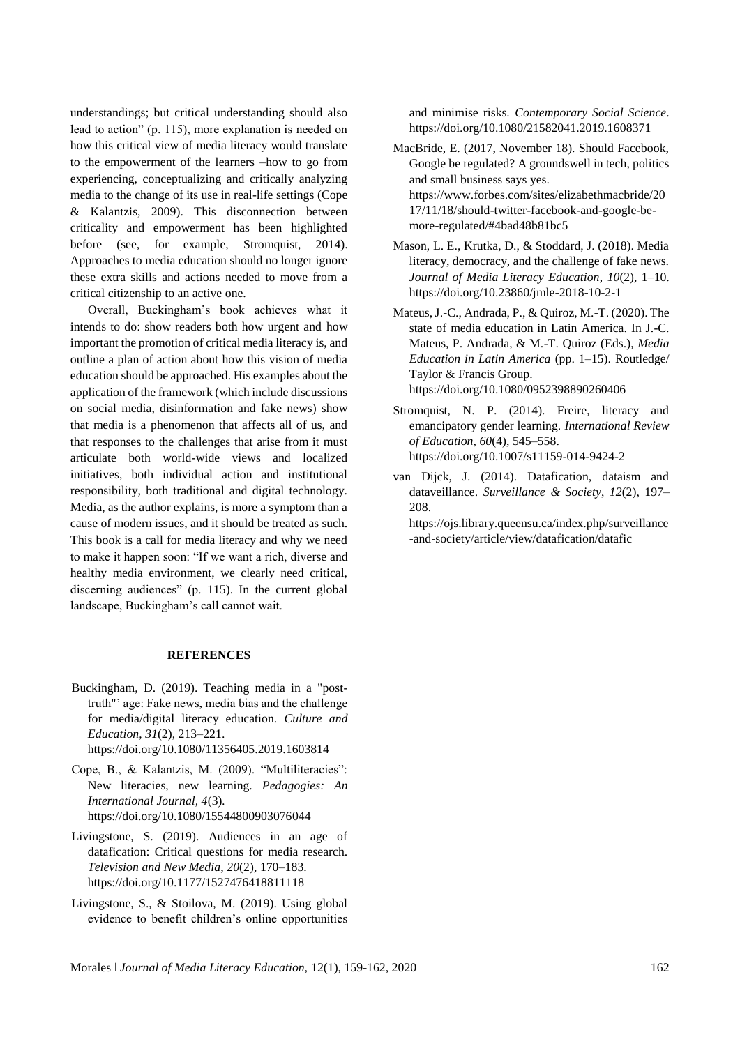understandings; but critical understanding should also lead to action" (p. 115), more explanation is needed on how this critical view of media literacy would translate to the empowerment of the learners –how to go from experiencing, conceptualizing and critically analyzing media to the change of its use in real-life settings (Cope & Kalantzis, 2009). This disconnection between criticality and empowerment has been highlighted before (see, for example, Stromquist, 2014). Approaches to media education should no longer ignore these extra skills and actions needed to move from a critical citizenship to an active one.

Overall, Buckingham's book achieves what it intends to do: show readers both how urgent and how important the promotion of critical media literacy is, and outline a plan of action about how this vision of media education should be approached. His examples about the application of the framework (which include discussions on social media, disinformation and fake news) show that media is a phenomenon that affects all of us, and that responses to the challenges that arise from it must articulate both world-wide views and localized initiatives, both individual action and institutional responsibility, both traditional and digital technology. Media, as the author explains, is more a symptom than a cause of modern issues, and it should be treated as such. This book is a call for media literacy and why we need to make it happen soon: "If we want a rich, diverse and healthy media environment, we clearly need critical, discerning audiences" (p. 115). In the current global landscape, Buckingham's call cannot wait.

## REFERENCES

Buckingham, D. (2019). Teaching media in a "post-truth"' age: Fake news, media bias and the challenge for media/digital literacy education. *Culture and Education*, *31*(2), 213–221. https://doi.org/10.1080/11356405.2019.1603814

Cope, B., & Kalantzis, M. (2009). "Multiliteracies": New literacies, new learning. *Pedagogies: An International Journal*, *4*(3). https://doi.org/10.1080/15544800903076044

Livingstone, S. (2019). Audiences in an age of datafication: Critical questions for media research. *Television and New Media*, *20*(2), 170–183. https://doi.org/10.1177/1527476418811118

Livingstone, S., & Stoilova, M. (2019). Using global evidence to benefit children's online opportunities and minimise risks. *Contemporary Social Science*. https://doi.org/10.1080/21582041.2019.1608371

MacBride, E. (2017, November 18). Should Facebook, Google be regulated? A groundswell in tech, politics and small business says yes. https://www.forbes.com/sites/elizabethmacbride/2017/11/18/should-twitter-facebook-and-google-be-more-regulated/#4bad48b81bc5

Mason, L. E., Krutka, D., & Stoddard, J. (2018). Media literacy, democracy, and the challenge of fake news. *Journal of Media Literacy Education*, *10*(2), 1–10. https://doi.org/10.23860/jmle-2018-10-2-1

Mateus, J.-C., Andrada, P., & Quiroz, M.-T. (2020). The state of media education in Latin America. In J.-C. Mateus, P. Andrada, & M.-T. Quiroz (Eds.), *Media Education in Latin America* (pp. 1–15). Routledge/ Taylor & Francis Group. https://doi.org/10.1080/0952398890260406

Stromquist, N. P. (2014). Freire, literacy and emancipatory gender learning. *International Review of Education*, *60*(4), 545–558. https://doi.org/10.1007/s11159-014-9424-2

van Dijck, J. (2014). Datafication, dataism and dataveillance. *Surveillance & Society*, *12*(2), 197–208. https://ojs.library.queensu.ca/index.php/surveillance-and-society/article/view/datafication/datafic